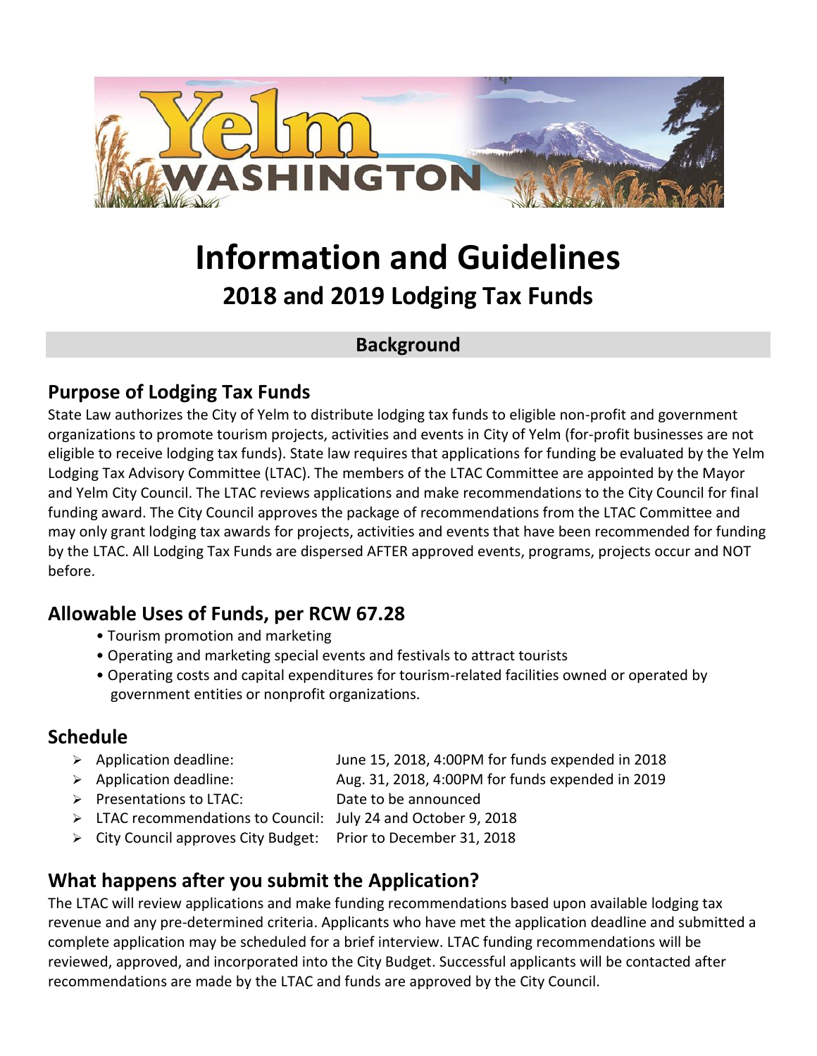# Information and Guidelines

## 2018 and 2019 Lodging Tax Funds

## Background

### Purpose of Lodging Tax Funds

State Law authorizes the City of Yelm to distribute lodging tax funds to eligible non-profit and government organizations to promote tourism projects, activities and events in City of Yelm (for-profit businesses are not eligible to receive lodging tax funds). State law requires that applications for funding be evaluated by the Yelm Lodging Tax Advisory Committee (LTAC). The members of the LTAC Committee are appointed by the Mayor and Yelm City Council. The LTAC reviews applications and make recommendations to the City Council for final funding award. The City Council approves the package of recommendations from the LTAC Committee and may only grant lodging tax awards for projects, activities and events that have been recommended for funding by the LTAC. All Lodging Tax Funds are dispersed AFTER approved events, programs, projects occur and NOT before.

### Allowable Uses of Funds, per RCW 67.28

- Tourism promotion and marketing
- Operating and marketing special events and festivals to attract tourists
- Operating costs and capital expenditures for tourism-related facilities owned or operated by government entities or nonprofit organizations.

### Schedule

- Application deadline: June 15, 2018, 4:00PM for funds expended in 2018
- Application deadline: Aug. 31, 2018, 4:00PM for funds expended in 2019
- Presentations to LTAC: Date to be announced
- LTAC recommendations to Council: July 24 and October 9, 2018
- City Council approves City Budget: Prior to December 31, 2018

### What happens after you submit the Application?

The LTAC will review applications and make funding recommendations based upon available lodging tax revenue and any pre-determined criteria. Applicants who have met the application deadline and submitted a complete application may be scheduled for a brief interview. LTAC funding recommendations will be reviewed, approved, and incorporated into the City Budget. Successful applicants will be contacted after recommendations are made by the LTAC and funds are approved by the City Council.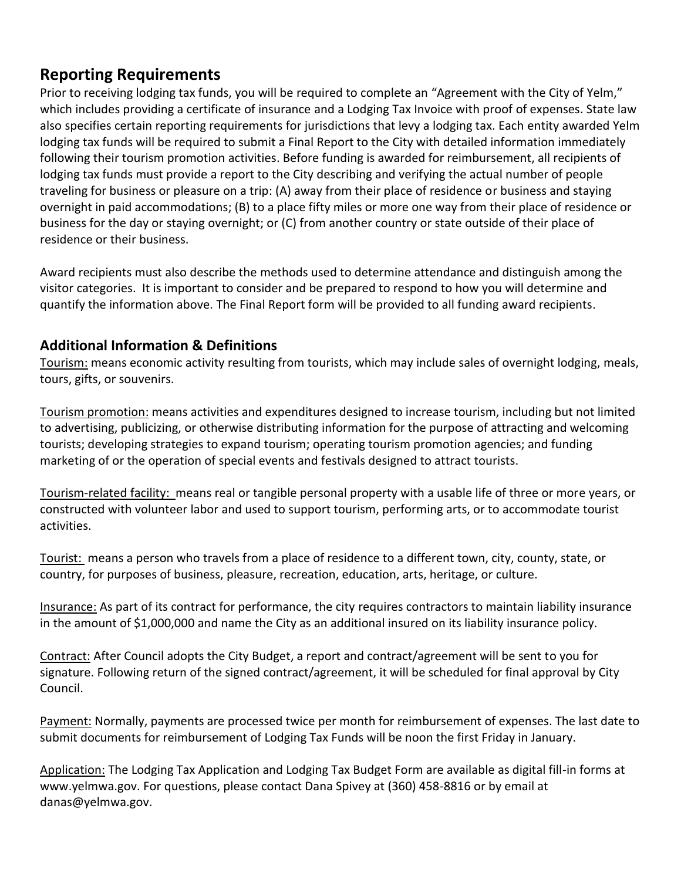## Reporting Requirements

Prior to receiving lodging tax funds, you will be required to complete an "Agreement with the City of Yelm," which includes providing a certificate of insurance and a Lodging Tax Invoice with proof of expenses. State law also specifies certain reporting requirements for jurisdictions that levy a lodging tax. Each entity awarded Yelm lodging tax funds will be required to submit a Final Report to the City with detailed information immediately following their tourism promotion activities. Before funding is awarded for reimbursement, all recipients of lodging tax funds must provide a report to the City describing and verifying the actual number of people traveling for business or pleasure on a trip: (A) away from their place of residence or business and staying overnight in paid accommodations; (B) to a place fifty miles or more one way from their place of residence or business for the day or staying overnight; or (C) from another country or state outside of their place of residence or their business.

Award recipients must also describe the methods used to determine attendance and distinguish among the visitor categories. It is important to consider and be prepared to respond to how you will determine and quantify the information above. The Final Report form will be provided to all funding award recipients.

## Additional Information & Definitions

<u>Tourism:</u> means economic activity resulting from tourists, which may include sales of overnight lodging, meals, tours, gifts, or souvenirs.

<u>Tourism promotion:</u> means activities and expenditures designed to increase tourism, including but not limited to advertising, publicizing, or otherwise distributing information for the purpose of attracting and welcoming tourists; developing strategies to expand tourism; operating tourism promotion agencies; and funding marketing of or the operation of special events and festivals designed to attract tourists.

<u>Tourism-related facility:</u> means real or tangible personal property with a usable life of three or more years, or constructed with volunteer labor and used to support tourism, performing arts, or to accommodate tourist activities.

<u>Tourist:</u> means a person who travels from a place of residence to a different town, city, county, state, or country, for purposes of business, pleasure, recreation, education, arts, heritage, or culture.

<u>Insurance:</u> As part of its contract for performance, the city requires contractors to maintain liability insurance in the amount of $1,000,000 and name the City as an additional insured on its liability insurance policy.

<u>Contract:</u> After Council adopts the City Budget, a report and contract/agreement will be sent to you for signature. Following return of the signed contract/agreement, it will be scheduled for final approval by City Council.

<u>Payment:</u> Normally, payments are processed twice per month for reimbursement of expenses. The last date to submit documents for reimbursement of Lodging Tax Funds will be noon the first Friday in January.

<u>Application:</u> The Lodging Tax Application and Lodging Tax Budget Form are available as digital fill-in forms at www.yelmwa.gov. For questions, please contact Dana Spivey at (360) 458-8816 or by email at danas@yelmwa.gov.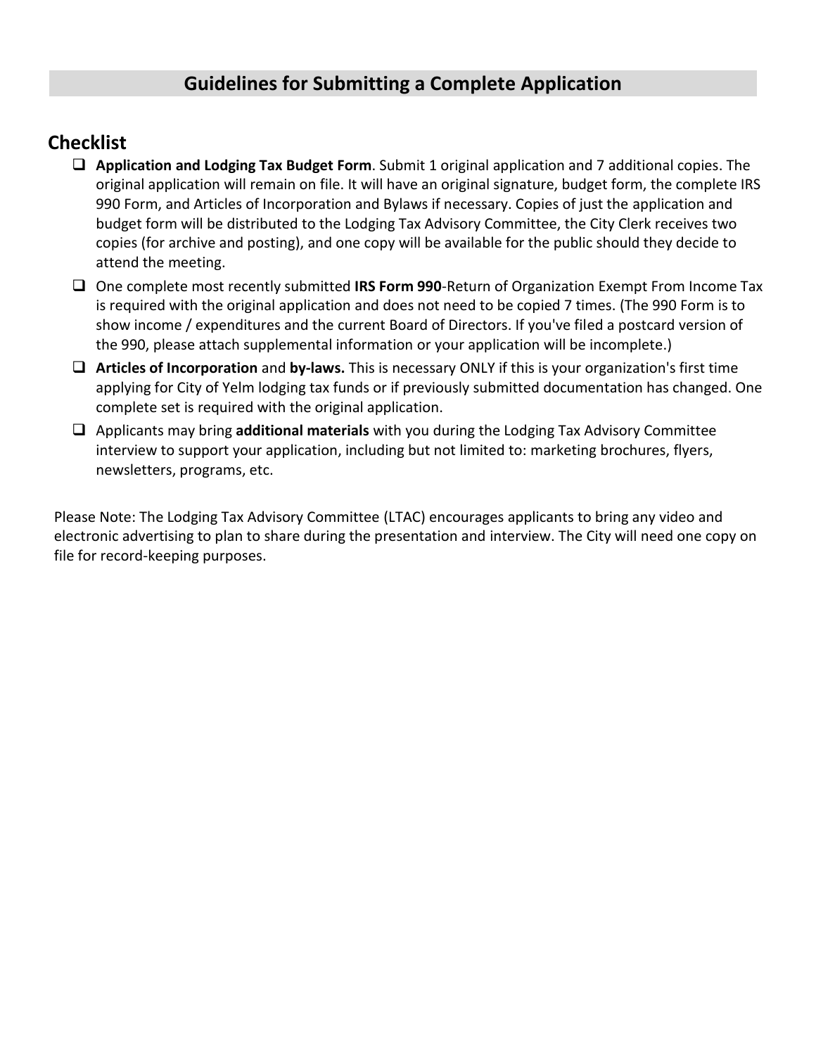## Guidelines for Submitting a Complete Application

### Checklist

- ☐ **Application and Lodging Tax Budget Form**. Submit 1 original application and 7 additional copies. The original application will remain on file. It will have an original signature, budget form, the complete IRS 990 Form, and Articles of Incorporation and Bylaws if necessary. Copies of just the application and budget form will be distributed to the Lodging Tax Advisory Committee, the City Clerk receives two copies (for archive and posting), and one copy will be available for the public should they decide to attend the meeting.
- ☐ One complete most recently submitted **IRS Form 990**-Return of Organization Exempt From Income Tax is required with the original application and does not need to be copied 7 times. (The 990 Form is to show income / expenditures and the current Board of Directors. If you've filed a postcard version of the 990, please attach supplemental information or your application will be incomplete.)
- ☐ **Articles of Incorporation** and **by-laws.** This is necessary ONLY if this is your organization's first time applying for City of Yelm lodging tax funds or if previously submitted documentation has changed. One complete set is required with the original application.
- ☐ Applicants may bring **additional materials** with you during the Lodging Tax Advisory Committee interview to support your application, including but not limited to: marketing brochures, flyers, newsletters, programs, etc.

Please Note: The Lodging Tax Advisory Committee (LTAC) encourages applicants to bring any video and electronic advertising to plan to share during the presentation and interview. The City will need one copy on file for record-keeping purposes.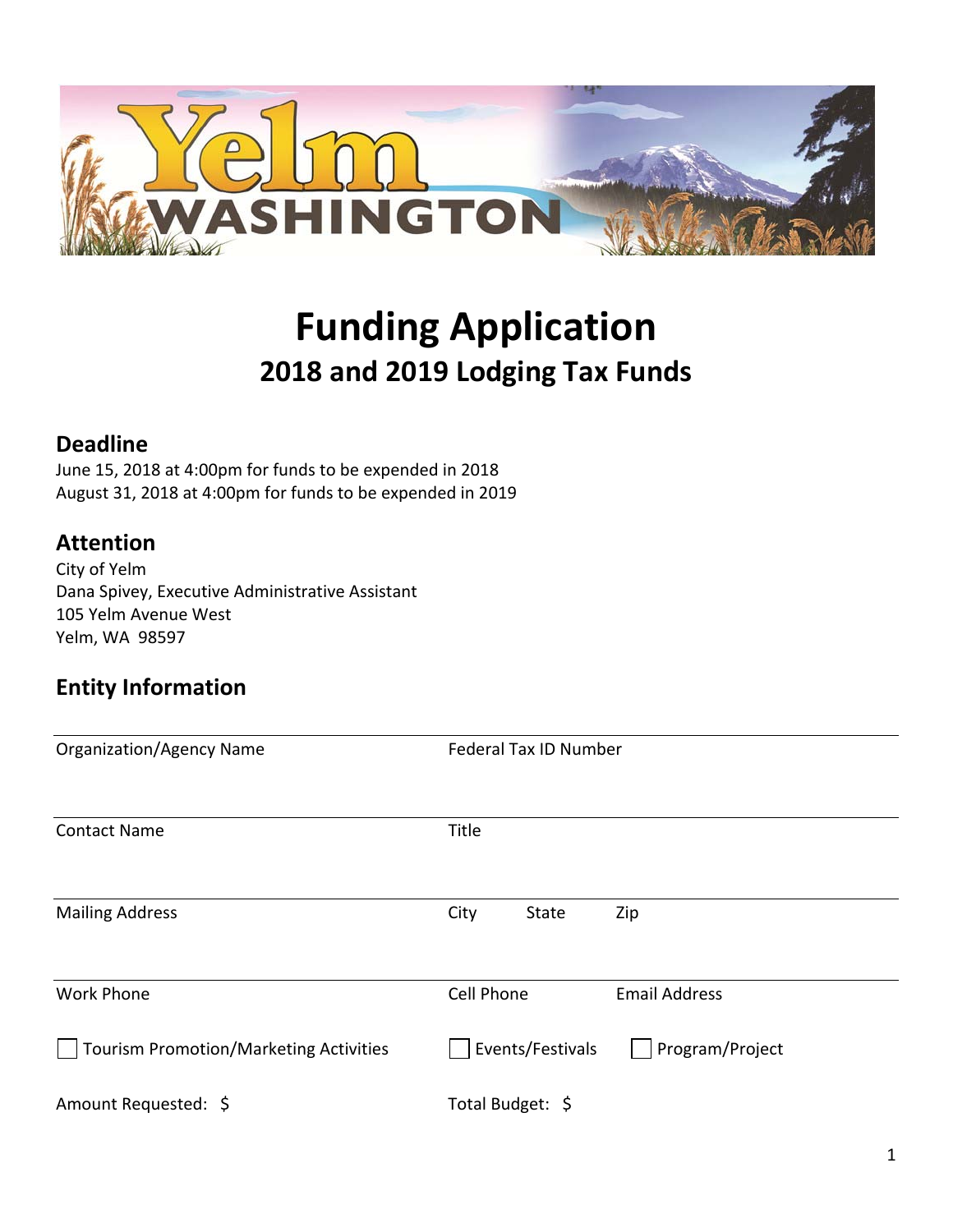# Funding Application

## 2018 and 2019 Lodging Tax Funds

### Deadline

June 15, 2018 at 4:00pm for funds to be expended in 2018
August 31, 2018 at 4:00pm for funds to be expended in 2019

### Attention

City of Yelm
Dana Spivey, Executive Administrative Assistant
105 Yelm Avenue West
Yelm, WA 98597

### Entity Information

| | | |
|---|---|---|
| Organization/Agency Name | Federal Tax ID Number | |
| Contact Name | Title | |
| Mailing Address | City State | Zip |
| Work Phone | Cell Phone | Email Address |

☐ Tourism Promotion/Marketing Activities ☐ Events/Festivals ☐ Program/Project

Amount Requested: $ Total Budget: $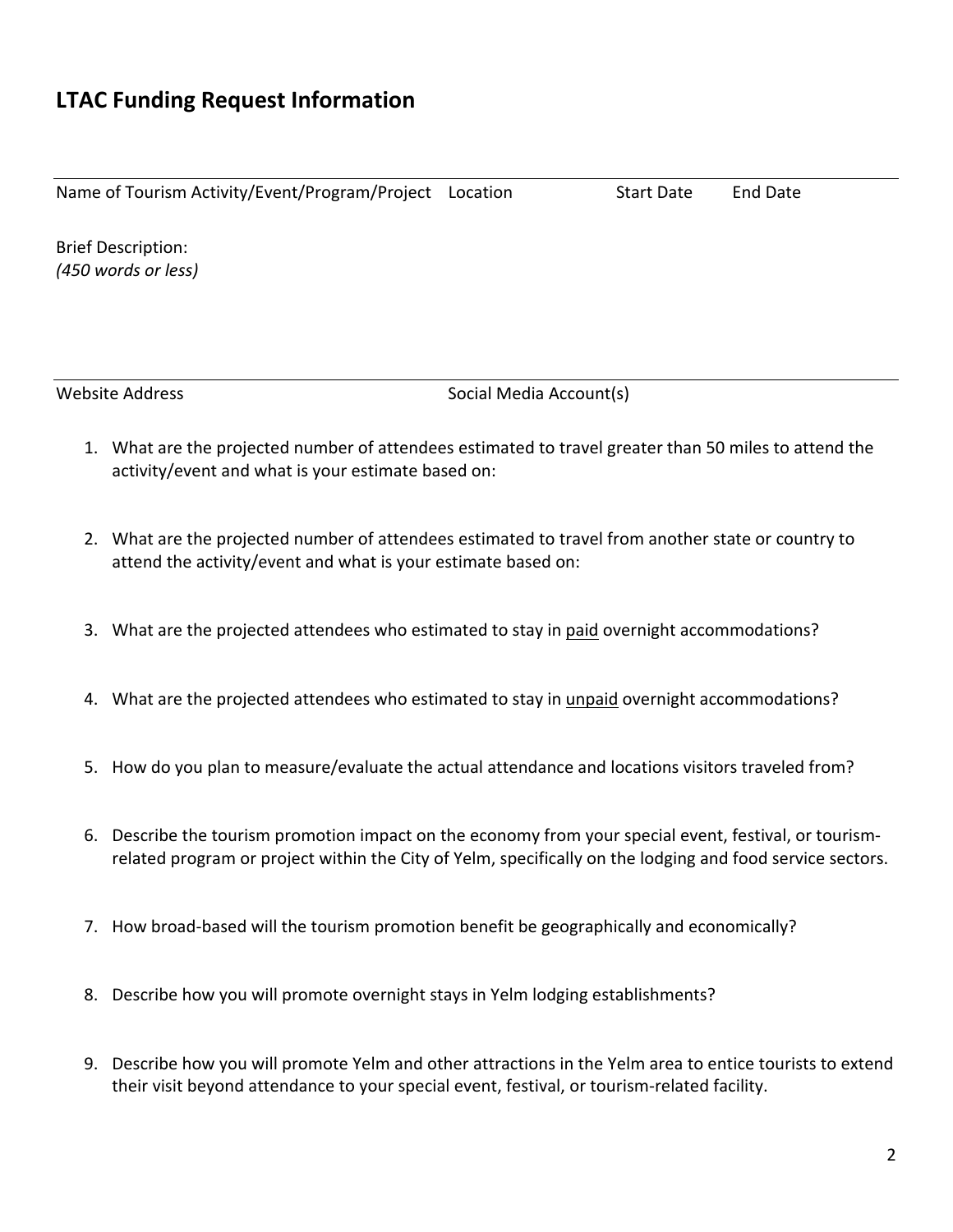## LTAC Funding Request Information

| Name of Tourism Activity/Event/Program/Project | Location | Start Date | End Date |
|---|---|---|---|
| | | | |

Brief Description:
*(450 words or less)*

| Website Address | Social Media Account(s) |
|---|---|
| | |

1. What are the projected number of attendees estimated to travel greater than 50 miles to attend the activity/event and what is your estimate based on:

2. What are the projected number of attendees estimated to travel from another state or country to attend the activity/event and what is your estimate based on:

3. What are the projected attendees who estimated to stay in <u>paid</u> overnight accommodations?

4. What are the projected attendees who estimated to stay in <u>unpaid</u> overnight accommodations?

5. How do you plan to measure/evaluate the actual attendance and locations visitors traveled from?

6. Describe the tourism promotion impact on the economy from your special event, festival, or tourism-related program or project within the City of Yelm, specifically on the lodging and food service sectors.

7. How broad-based will the tourism promotion benefit be geographically and economically?

8. Describe how you will promote overnight stays in Yelm lodging establishments?

9. Describe how you will promote Yelm and other attractions in the Yelm area to entice tourists to extend their visit beyond attendance to your special event, festival, or tourism-related facility.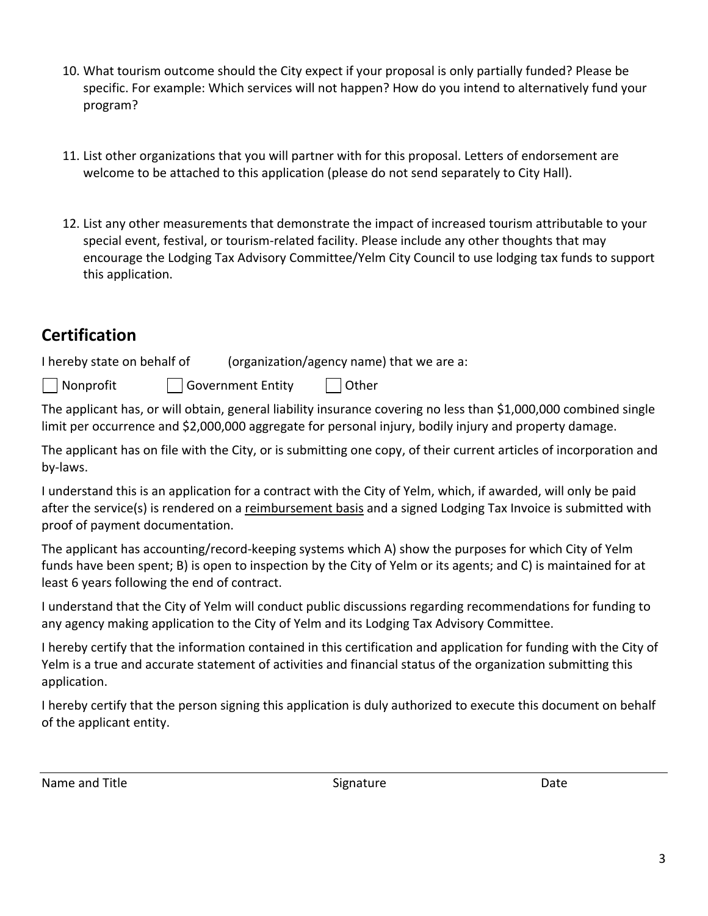10. What tourism outcome should the City expect if your proposal is only partially funded? Please be specific. For example: Which services will not happen? How do you intend to alternatively fund your program?

11. List other organizations that you will partner with for this proposal. Letters of endorsement are welcome to be attached to this application (please do not send separately to City Hall).

12. List any other measurements that demonstrate the impact of increased tourism attributable to your special event, festival, or tourism-related facility. Please include any other thoughts that may encourage the Lodging Tax Advisory Committee/Yelm City Council to use lodging tax funds to support this application.

## Certification

I hereby state on behalf of (organization/agency name) that we are a:

☐ Nonprofit ☐ Government Entity ☐ Other

The applicant has, or will obtain, general liability insurance covering no less than $1,000,000 combined single limit per occurrence and $2,000,000 aggregate for personal injury, bodily injury and property damage.

The applicant has on file with the City, or is submitting one copy, of their current articles of incorporation and by-laws.

I understand this is an application for a contract with the City of Yelm, which, if awarded, will only be paid after the service(s) is rendered on a <u>reimbursement basis</u> and a signed Lodging Tax Invoice is submitted with proof of payment documentation.

The applicant has accounting/record-keeping systems which A) show the purposes for which City of Yelm funds have been spent; B) is open to inspection by the City of Yelm or its agents; and C) is maintained for at least 6 years following the end of contract.

I understand that the City of Yelm will conduct public discussions regarding recommendations for funding to any agency making application to the City of Yelm and its Lodging Tax Advisory Committee.

I hereby certify that the information contained in this certification and application for funding with the City of Yelm is a true and accurate statement of activities and financial status of the organization submitting this application.

I hereby certify that the person signing this application is duly authorized to execute this document on behalf of the applicant entity.

Name and Title Signature Date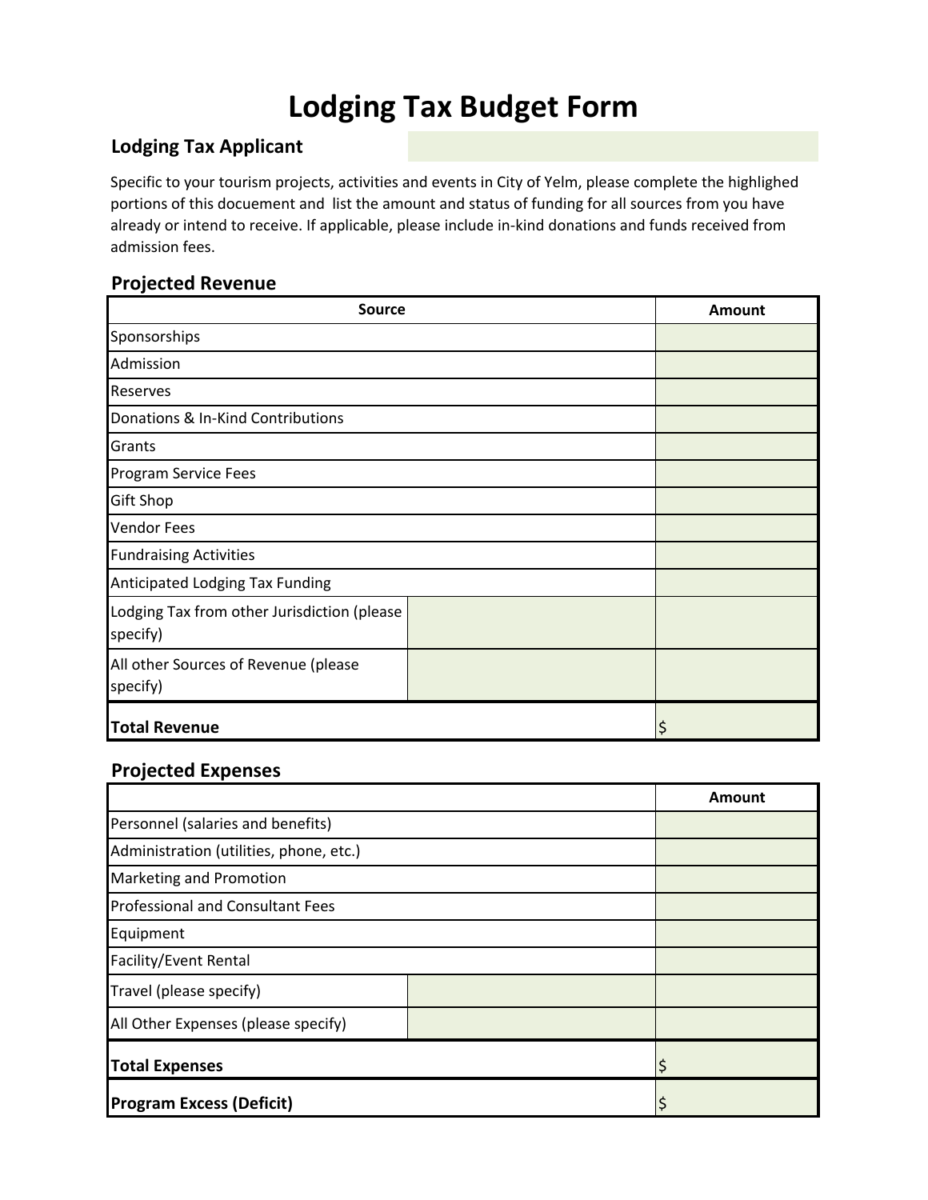# Lodging Tax Budget Form

**Lodging Tax Applicant**

Specific to your tourism projects, activities and events in City of Yelm, please complete the highlighed portions of this docuement and list the amount and status of funding for all sources from you have already or intend to receive. If applicable, please include in-kind donations and funds received from admission fees.

## Projected Revenue

| Source | | Amount |
|---|---|---|
| Sponsorships | | |
| Admission | | |
| Reserves | | |
| Donations & In-Kind Contributions | | |
| Grants | | |
| Program Service Fees | | |
| Gift Shop | | |
| Vendor Fees | | |
| Fundraising Activities | | |
| Anticipated Lodging Tax Funding | | |
| Lodging Tax from other Jurisdiction (please specify) | | |
| All other Sources of Revenue (please specify) | | |
| **Total Revenue** | | $ |

## Projected Expenses

| | | Amount |
|---|---|---|
| Personnel (salaries and benefits) | | |
| Administration (utilities, phone, etc.) | | |
| Marketing and Promotion | | |
| Professional and Consultant Fees | | |
| Equipment | | |
| Facility/Event Rental | | |
| Travel (please specify) | | |
| All Other Expenses (please specify) | | |
| **Total Expenses** | | $ |
| **Program Excess (Deficit)** | | $ |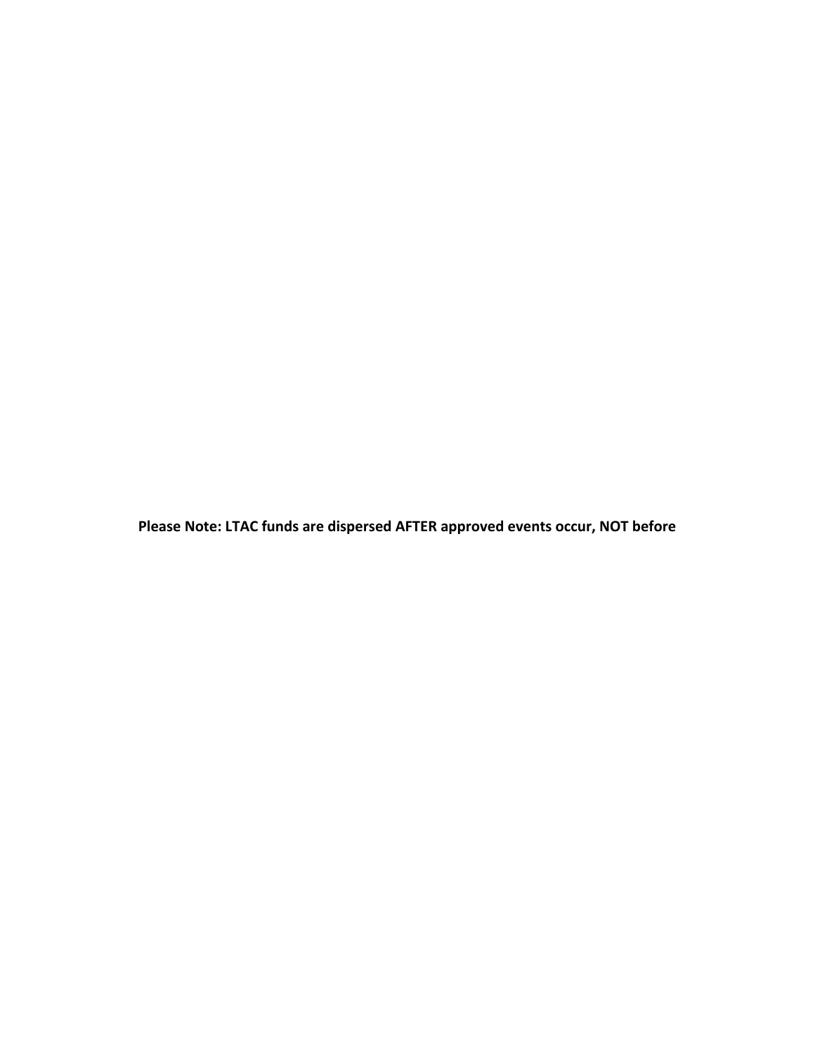**Please Note: LTAC funds are dispersed AFTER approved events occur, NOT before**